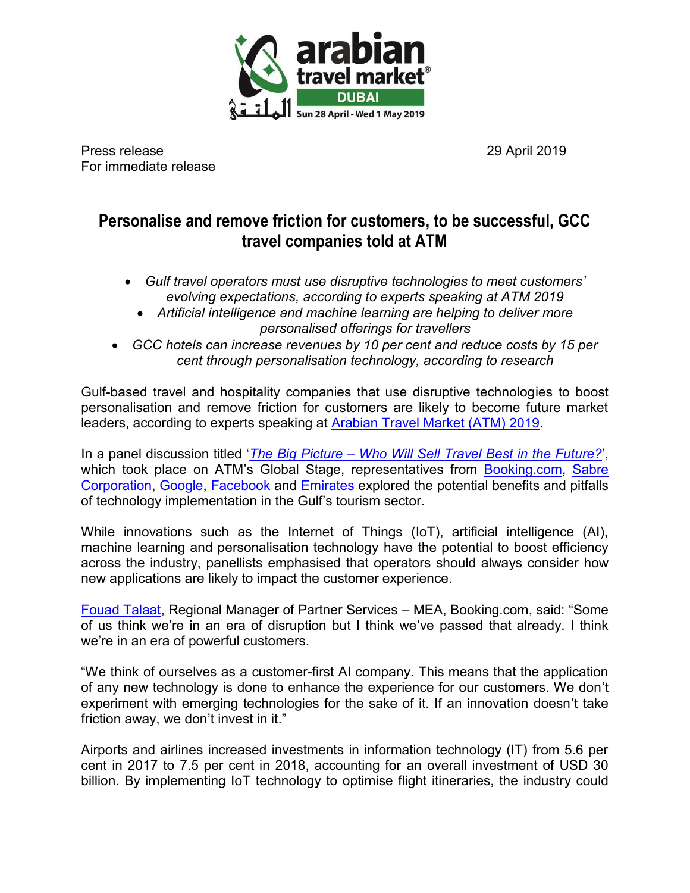Press release
For immediate release

29 April 2019

# Personalise and remove friction for customers, to be successful, GCC travel companies told at ATM

- *Gulf travel operators must use disruptive technologies to meet customers' evolving expectations, according to experts speaking at ATM 2019*
- *Artificial intelligence and machine learning are helping to deliver more personalised offerings for travellers*
- *GCC hotels can increase revenues by 10 per cent and reduce costs by 15 per cent through personalisation technology, according to research*

Gulf-based travel and hospitality companies that use disruptive technologies to boost personalisation and remove friction for customers are likely to become future market leaders, according to experts speaking at Arabian Travel Market (ATM) 2019.

In a panel discussion titled '*The Big Picture – Who Will Sell Travel Best in the Future?*', which took place on ATM's Global Stage, representatives from Booking.com, Sabre Corporation, Google, Facebook and Emirates explored the potential benefits and pitfalls of technology implementation in the Gulf's tourism sector.

While innovations such as the Internet of Things (IoT), artificial intelligence (AI), machine learning and personalisation technology have the potential to boost efficiency across the industry, panellists emphasised that operators should always consider how new applications are likely to impact the customer experience.

Fouad Talaat, Regional Manager of Partner Services – MEA, Booking.com, said: "Some of us think we're in an era of disruption but I think we've passed that already. I think we're in an era of powerful customers.

"We think of ourselves as a customer-first AI company. This means that the application of any new technology is done to enhance the experience for our customers. We don't experiment with emerging technologies for the sake of it. If an innovation doesn't take friction away, we don't invest in it."

Airports and airlines increased investments in information technology (IT) from 5.6 per cent in 2017 to 7.5 per cent in 2018, accounting for an overall investment of USD 30 billion. By implementing IoT technology to optimise flight itineraries, the industry could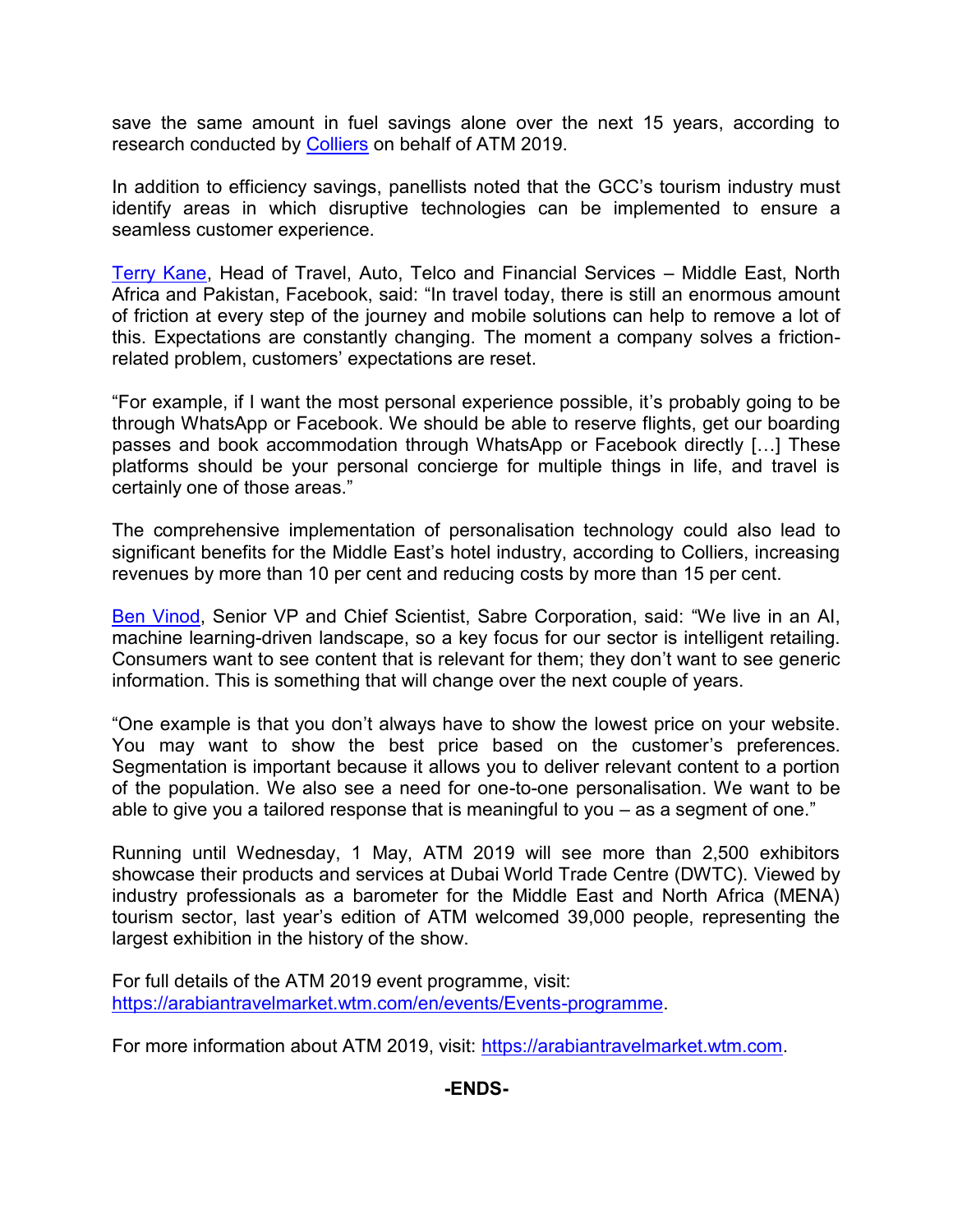save the same amount in fuel savings alone over the next 15 years, according to research conducted by [Colliers](#) on behalf of ATM 2019.

In addition to efficiency savings, panellists noted that the GCC's tourism industry must identify areas in which disruptive technologies can be implemented to ensure a seamless customer experience.

Terry Kane, Head of Travel, Auto, Telco and Financial Services – Middle East, North Africa and Pakistan, Facebook, said: "In travel today, there is still an enormous amount of friction at every step of the journey and mobile solutions can help to remove a lot of this. Expectations are constantly changing. The moment a company solves a friction-related problem, customers' expectations are reset.

"For example, if I want the most personal experience possible, it's probably going to be through WhatsApp or Facebook. We should be able to reserve flights, get our boarding passes and book accommodation through WhatsApp or Facebook directly […] These platforms should be your personal concierge for multiple things in life, and travel is certainly one of those areas."

The comprehensive implementation of personalisation technology could also lead to significant benefits for the Middle East's hotel industry, according to Colliers, increasing revenues by more than 10 per cent and reducing costs by more than 15 per cent.

Ben Vinod, Senior VP and Chief Scientist, Sabre Corporation, said: "We live in an AI, machine learning-driven landscape, so a key focus for our sector is intelligent retailing. Consumers want to see content that is relevant for them; they don't want to see generic information. This is something that will change over the next couple of years.

"One example is that you don't always have to show the lowest price on your website. You may want to show the best price based on the customer's preferences. Segmentation is important because it allows you to deliver relevant content to a portion of the population. We also see a need for one-to-one personalisation. We want to be able to give you a tailored response that is meaningful to you – as a segment of one."

Running until Wednesday, 1 May, ATM 2019 will see more than 2,500 exhibitors showcase their products and services at Dubai World Trade Centre (DWTC). Viewed by industry professionals as a barometer for the Middle East and North Africa (MENA) tourism sector, last year's edition of ATM welcomed 39,000 people, representing the largest exhibition in the history of the show.

For full details of the ATM 2019 event programme, visit:
https://arabiantravelmarket.wtm.com/en/events/Events-programme.

For more information about ATM 2019, visit: https://arabiantravelmarket.wtm.com.

**-ENDS-**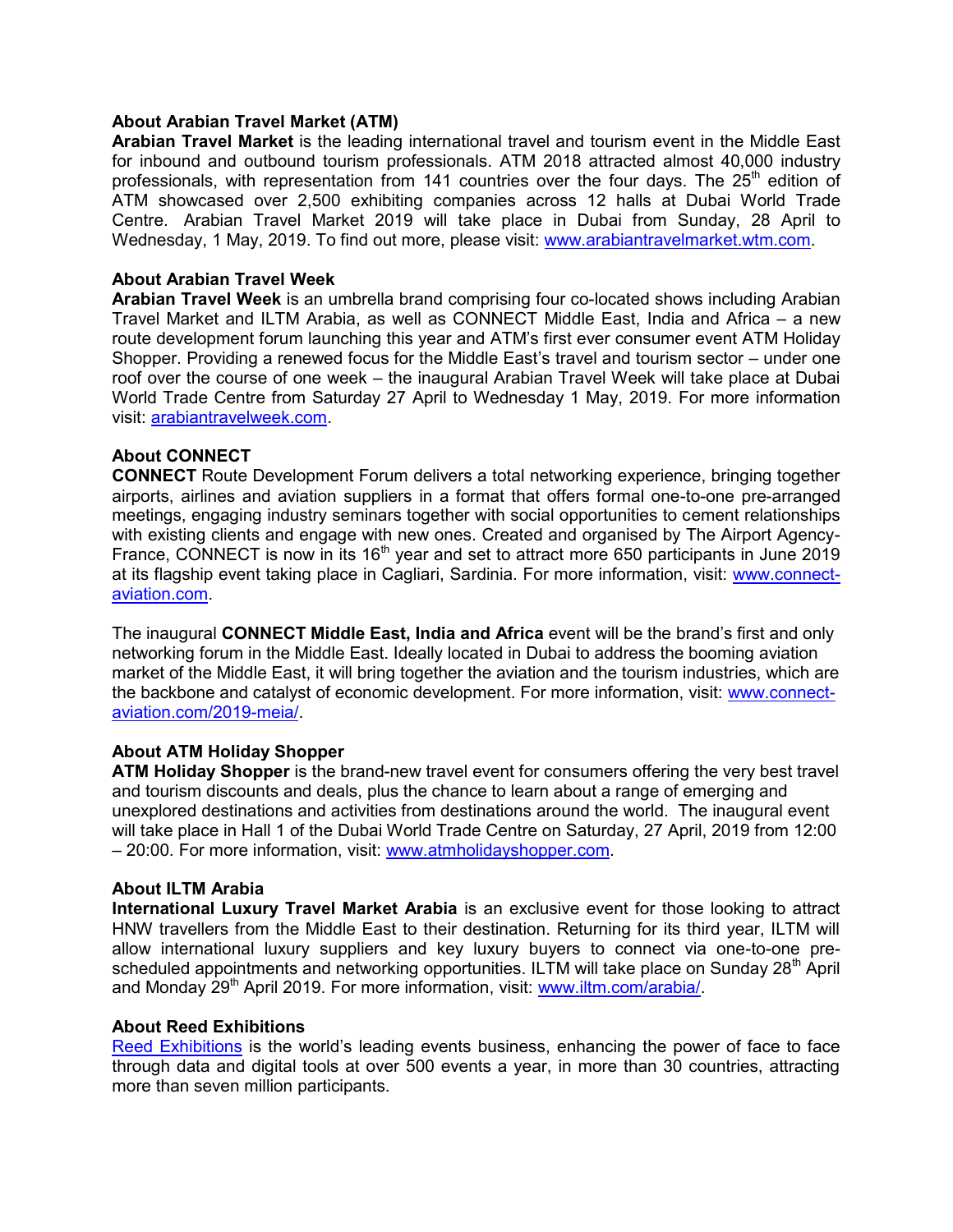**About Arabian Travel Market (ATM)**

**Arabian Travel Market** is the leading international travel and tourism event in the Middle East for inbound and outbound tourism professionals. ATM 2018 attracted almost 40,000 industry professionals, with representation from 141 countries over the four days. The 25th edition of ATM showcased over 2,500 exhibiting companies across 12 halls at Dubai World Trade Centre. Arabian Travel Market 2019 will take place in Dubai from Sunday, 28 April to Wednesday, 1 May, 2019. To find out more, please visit: [www.arabiantravelmarket.wtm.com](www.arabiantravelmarket.wtm.com).

**About Arabian Travel Week**

**Arabian Travel Week** is an umbrella brand comprising four co-located shows including Arabian Travel Market and ILTM Arabia, as well as CONNECT Middle East, India and Africa – a new route development forum launching this year and ATM's first ever consumer event ATM Holiday Shopper. Providing a renewed focus for the Middle East's travel and tourism sector – under one roof over the course of one week – the inaugural Arabian Travel Week will take place at Dubai World Trade Centre from Saturday 27 April to Wednesday 1 May, 2019. For more information visit: [arabiantravelweek.com](arabiantravelweek.com).

**About CONNECT**

**CONNECT** Route Development Forum delivers a total networking experience, bringing together airports, airlines and aviation suppliers in a format that offers formal one-to-one pre-arranged meetings, engaging industry seminars together with social opportunities to cement relationships with existing clients and engage with new ones. Created and organised by The Airport Agency-France, CONNECT is now in its 16th year and set to attract more 650 participants in June 2019 at its flagship event taking place in Cagliari, Sardinia. For more information, visit: [www.connect-aviation.com](www.connect-aviation.com).

The inaugural **CONNECT Middle East, India and Africa** event will be the brand's first and only networking forum in the Middle East. Ideally located in Dubai to address the booming aviation market of the Middle East, it will bring together the aviation and the tourism industries, which are the backbone and catalyst of economic development. For more information, visit: [www.connect-aviation.com/2019-meia/](www.connect-aviation.com/2019-meia/).

**About ATM Holiday Shopper**

**ATM Holiday Shopper** is the brand-new travel event for consumers offering the very best travel and tourism discounts and deals, plus the chance to learn about a range of emerging and unexplored destinations and activities from destinations around the world. The inaugural event will take place in Hall 1 of the Dubai World Trade Centre on Saturday, 27 April, 2019 from 12:00 – 20:00. For more information, visit: [www.atmholidayshopper.com](www.atmholidayshopper.com).

**About ILTM Arabia**

**International Luxury Travel Market Arabia** is an exclusive event for those looking to attract HNW travellers from the Middle East to their destination. Returning for its third year, ILTM will allow international luxury suppliers and key luxury buyers to connect via one-to-one pre-scheduled appointments and networking opportunities. ILTM will take place on Sunday 28th April and Monday 29th April 2019. For more information, visit: [www.iltm.com/arabia/](www.iltm.com/arabia/).

**About Reed Exhibitions**

Reed Exhibitions is the world's leading events business, enhancing the power of face to face through data and digital tools at over 500 events a year, in more than 30 countries, attracting more than seven million participants.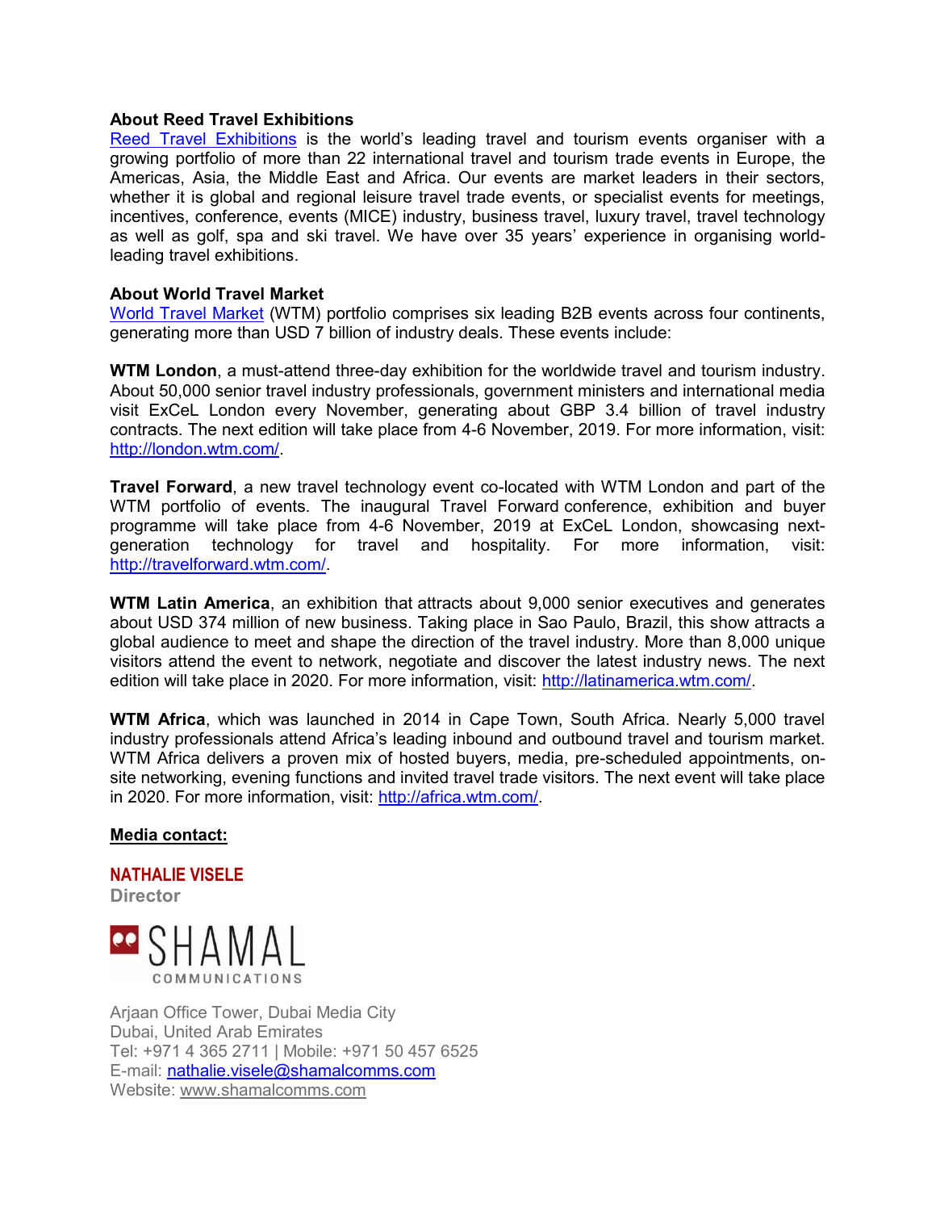**About Reed Travel Exhibitions**

[Reed Travel Exhibitions](#) is the world's leading travel and tourism events organiser with a growing portfolio of more than 22 international travel and tourism trade events in Europe, the Americas, Asia, the Middle East and Africa. Our events are market leaders in their sectors, whether it is global and regional leisure travel trade events, or specialist events for meetings, incentives, conference, events (MICE) industry, business travel, luxury travel, travel technology as well as golf, spa and ski travel. We have over 35 years' experience in organising world-leading travel exhibitions.

**About World Travel Market**

[World Travel Market](#) (WTM) portfolio comprises six leading B2B events across four continents, generating more than USD 7 billion of industry deals. These events include:

**WTM London**, a must-attend three-day exhibition for the worldwide travel and tourism industry. About 50,000 senior travel industry professionals, government ministers and international media visit ExCeL London every November, generating about GBP 3.4 billion of travel industry contracts. The next edition will take place from 4-6 November, 2019. For more information, visit: http://london.wtm.com/.

**Travel Forward**, a new travel technology event co-located with WTM London and part of the WTM portfolio of events. The inaugural Travel Forward conference, exhibition and buyer programme will take place from 4-6 November, 2019 at ExCeL London, showcasing next-generation technology for travel and hospitality. For more information, visit: http://travelforward.wtm.com/.

**WTM Latin America**, an exhibition that attracts about 9,000 senior executives and generates about USD 374 million of new business. Taking place in Sao Paulo, Brazil, this show attracts a global audience to meet and shape the direction of the travel industry. More than 8,000 unique visitors attend the event to network, negotiate and discover the latest industry news. The next edition will take place in 2020. For more information, visit: http://latinamerica.wtm.com/.

**WTM Africa**, which was launched in 2014 in Cape Town, South Africa. Nearly 5,000 travel industry professionals attend Africa's leading inbound and outbound travel and tourism market. WTM Africa delivers a proven mix of hosted buyers, media, pre-scheduled appointments, on-site networking, evening functions and invited travel trade visitors. The next event will take place in 2020. For more information, visit: http://africa.wtm.com/.

**Media contact:**

**NATHALIE VISELE**
**Director**

SHAMAL COMMUNICATIONS

Arjaan Office Tower, Dubai Media City
Dubai, United Arab Emirates
Tel: +971 4 365 2711 | Mobile: +971 50 457 6525
E-mail: nathalie.visele@shamalcomms.com
Website: www.shamalcomms.com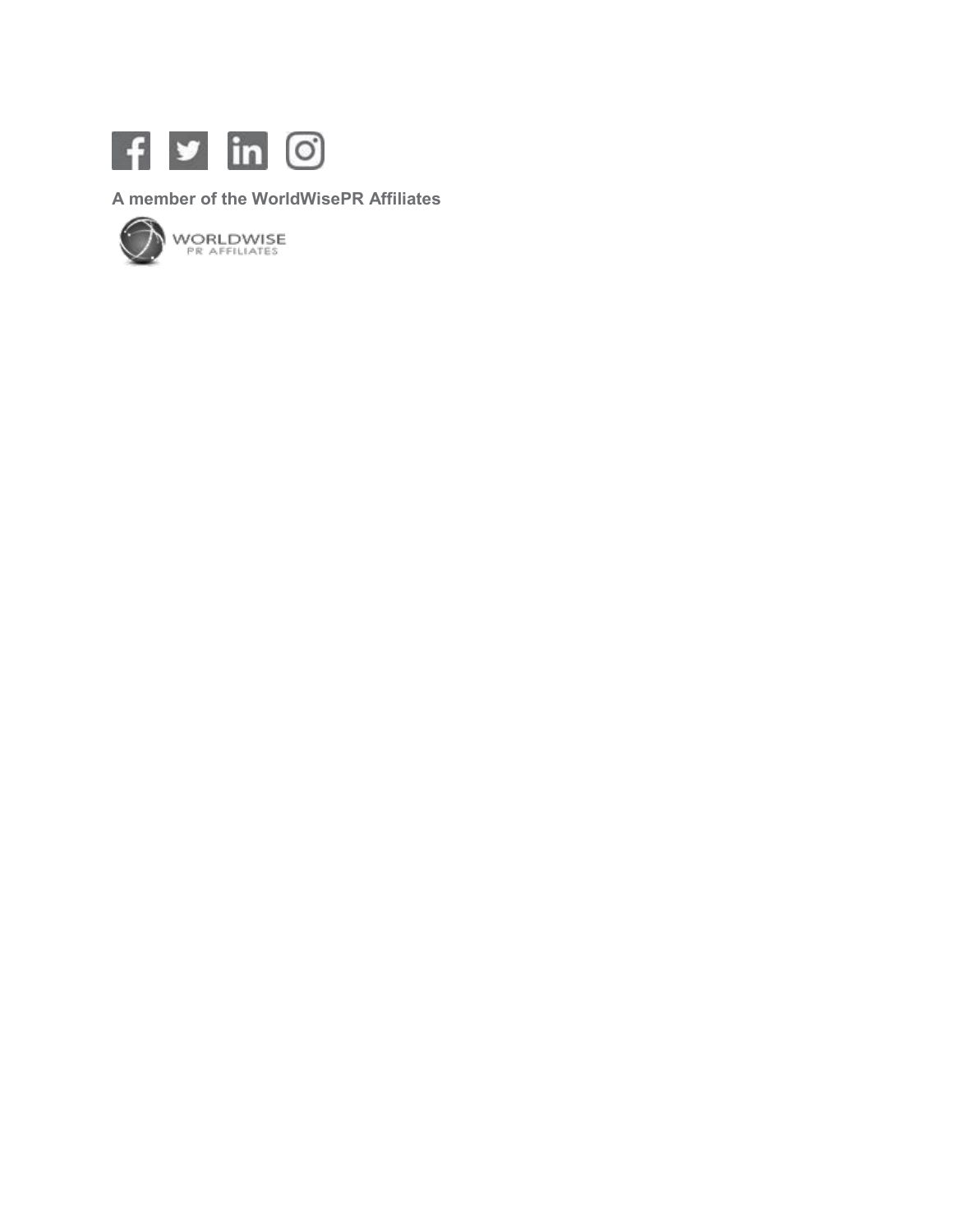**A member of the WorldWisePR Affiliates**